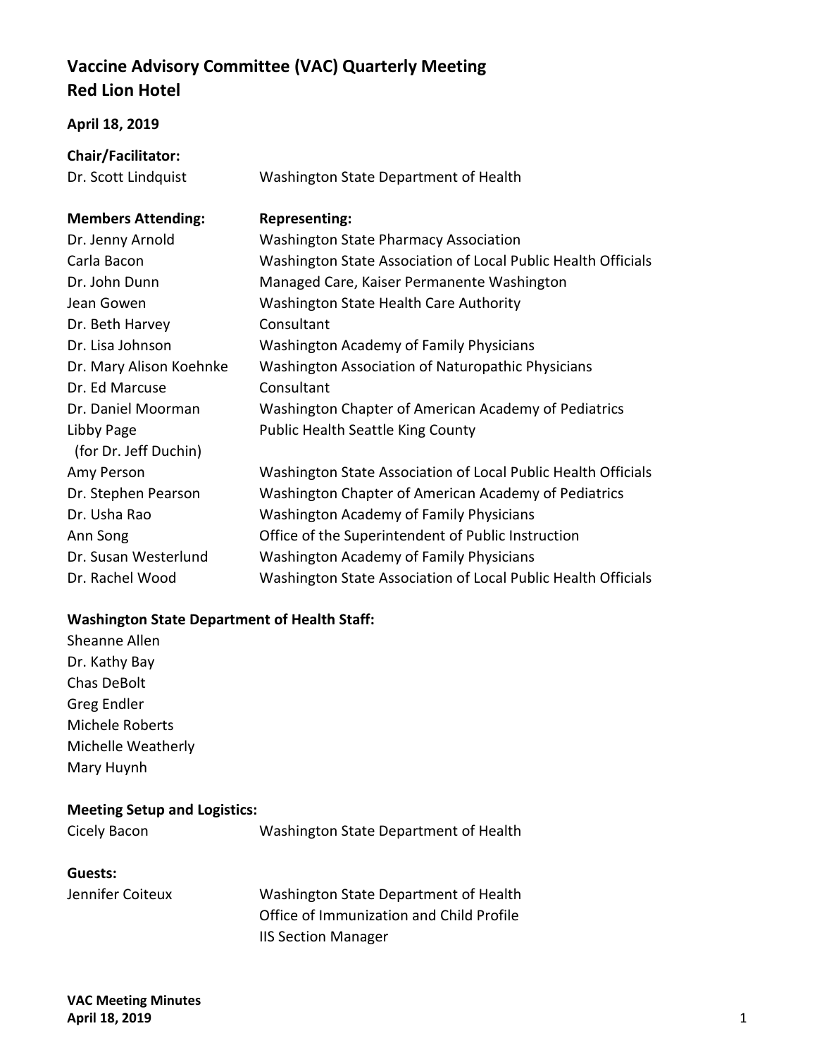# Vaccine Advisory Committee (VAC) Quarterly Meeting
# Red Lion Hotel

**April 18, 2019**

**Chair/Facilitator:**

| | |
|---|---|
| Dr. Scott Lindquist | Washington State Department of Health |

| **Members Attending:** | **Representing:** |
|---|---|
| Dr. Jenny Arnold | Washington State Pharmacy Association |
| Carla Bacon | Washington State Association of Local Public Health Officials |
| Dr. John Dunn | Managed Care, Kaiser Permanente Washington |
| Jean Gowen | Washington State Health Care Authority |
| Dr. Beth Harvey | Consultant |
| Dr. Lisa Johnson | Washington Academy of Family Physicians |
| Dr. Mary Alison Koehnke | Washington Association of Naturopathic Physicians |
| Dr. Ed Marcuse | Consultant |
| Dr. Daniel Moorman | Washington Chapter of American Academy of Pediatrics |
| Libby Page (for Dr. Jeff Duchin) | Public Health Seattle King County |
| Amy Person | Washington State Association of Local Public Health Officials |
| Dr. Stephen Pearson | Washington Chapter of American Academy of Pediatrics |
| Dr. Usha Rao | Washington Academy of Family Physicians |
| Ann Song | Office of the Superintendent of Public Instruction |
| Dr. Susan Westerlund | Washington Academy of Family Physicians |
| Dr. Rachel Wood | Washington State Association of Local Public Health Officials |

**Washington State Department of Health Staff:**

Sheanne Allen
Dr. Kathy Bay
Chas DeBolt
Greg Endler
Michele Roberts
Michelle Weatherly
Mary Huynh

**Meeting Setup and Logistics:**

| | |
|---|---|
| Cicely Bacon | Washington State Department of Health |

**Guests:**

| | |
|---|---|
| Jennifer Coiteux | Washington State Department of Health<br>Office of Immunization and Child Profile<br>IIS Section Manager |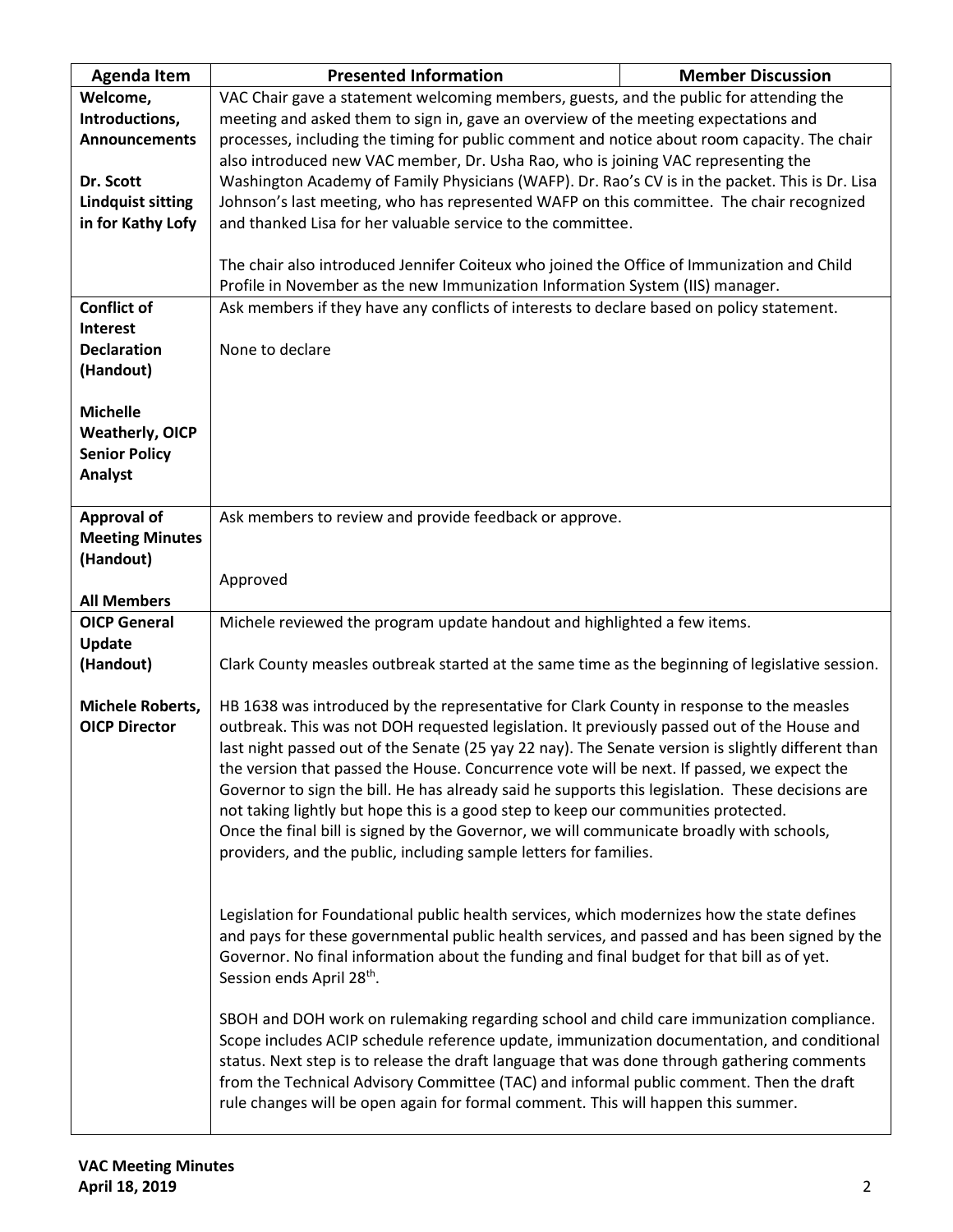| Agenda Item | Presented Information | Member Discussion |
|---|---|---|
| **Welcome, Introductions, Announcements**<br><br>**Dr. Scott Lindquist sitting in for Kathy Lofy** | VAC Chair gave a statement welcoming members, guests, and the public for attending the meeting and asked them to sign in, gave an overview of the meeting expectations and processes, including the timing for public comment and notice about room capacity. The chair also introduced new VAC member, Dr. Usha Rao, who is joining VAC representing the Washington Academy of Family Physicians (WAFP). Dr. Rao's CV is in the packet. This is Dr. Lisa Johnson's last meeting, who has represented WAFP on this committee. The chair recognized and thanked Lisa for her valuable service to the committee.<br><br>The chair also introduced Jennifer Coiteux who joined the Office of Immunization and Child Profile in November as the new Immunization Information System (IIS) manager. | |
| **Conflict of Interest Declaration (Handout)**<br><br>**Michelle Weatherly, OICP Senior Policy Analyst** | Ask members if they have any conflicts of interests to declare based on policy statement.<br><br>None to declare | |
| **Approval of Meeting Minutes (Handout)**<br><br>**All Members** | Ask members to review and provide feedback or approve.<br><br>Approved | |
| **OICP General Update (Handout)**<br><br>**Michele Roberts, OICP Director** | Michele reviewed the program update handout and highlighted a few items.<br><br>Clark County measles outbreak started at the same time as the beginning of legislative session.<br><br>HB 1638 was introduced by the representative for Clark County in response to the measles outbreak. This was not DOH requested legislation. It previously passed out of the House and last night passed out of the Senate (25 yay 22 nay). The Senate version is slightly different than the version that passed the House. Concurrence vote will be next. If passed, we expect the Governor to sign the bill. He has already said he supports this legislation. These decisions are not taking lightly but hope this is a good step to keep our communities protected.<br>Once the final bill is signed by the Governor, we will communicate broadly with schools, providers, and the public, including sample letters for families.<br><br>Legislation for Foundational public health services, which modernizes how the state defines and pays for these governmental public health services, and passed and has been signed by the Governor. No final information about the funding and final budget for that bill as of yet. Session ends April 28th.<br><br>SBOH and DOH work on rulemaking regarding school and child care immunization compliance. Scope includes ACIP schedule reference update, immunization documentation, and conditional status. Next step is to release the draft language that was done through gathering comments from the Technical Advisory Committee (TAC) and informal public comment. Then the draft rule changes will be open again for formal comment. This will happen this summer. | |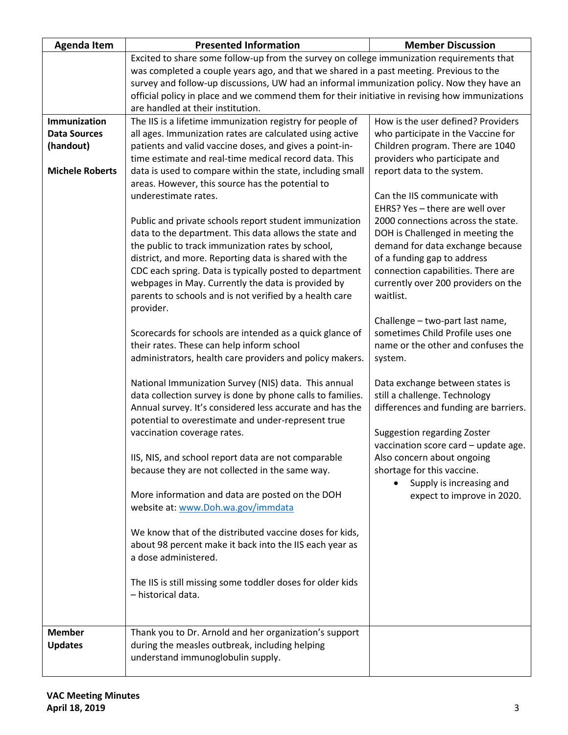| Agenda Item | Presented Information | Member Discussion |
| --- | --- | --- |
| | Excited to share some follow-up from the survey on college immunization requirements that was completed a couple years ago, and that we shared in a past meeting. Previous to the survey and follow-up discussions, UW had an informal immunization policy. Now they have an official policy in place and we commend them for their initiative in revising how immunizations are handled at their institution. | |
| **Immunization Data Sources (handout)**<br><br>**Michele Roberts** | The IIS is a lifetime immunization registry for people of all ages. Immunization rates are calculated using active patients and valid vaccine doses, and gives a point-in-time estimate and real-time medical record data. This data is used to compare within the state, including small areas. However, this source has the potential to underestimate rates.<br><br>Public and private schools report student immunization data to the department. This data allows the state and the public to track immunization rates by school, district, and more. Reporting data is shared with the CDC each spring. Data is typically posted to department webpages in May. Currently the data is provided by parents to schools and is not verified by a health care provider.<br><br>Scorecards for schools are intended as a quick glance of their rates. These can help inform school administrators, health care providers and policy makers.<br><br>National Immunization Survey (NIS) data. This annual data collection survey is done by phone calls to families. Annual survey. It's considered less accurate and has the potential to overestimate and under-represent true vaccination coverage rates.<br><br>IIS, NIS, and school report data are not comparable because they are not collected in the same way.<br><br>More information and data are posted on the DOH website at: [www.Doh.wa.gov/immdata](http://www.Doh.wa.gov/immdata)<br><br>We know that of the distributed vaccine doses for kids, about 98 percent make it back into the IIS each year as a dose administered.<br><br>The IIS is still missing some toddler doses for older kids – historical data. | How is the user defined? Providers who participate in the Vaccine for Children program. There are 1040 providers who participate and report data to the system.<br><br>Can the IIS communicate with EHRS? Yes – there are well over 2000 connections across the state. DOH is Challenged in meeting the demand for data exchange because of a funding gap to address connection capabilities. There are currently over 200 providers on the waitlist.<br><br>Challenge – two-part last name, sometimes Child Profile uses one name or the other and confuses the system.<br><br>Data exchange between states is still a challenge. Technology differences and funding are barriers.<br><br>Suggestion regarding Zoster vaccination score card – update age. Also concern about ongoing shortage for this vaccine.<br>• Supply is increasing and expect to improve in 2020. |
| **Member Updates** | Thank you to Dr. Arnold and her organization's support during the measles outbreak, including helping understand immunoglobulin supply. | |

**VAC Meeting Minutes**
**April 18, 2019**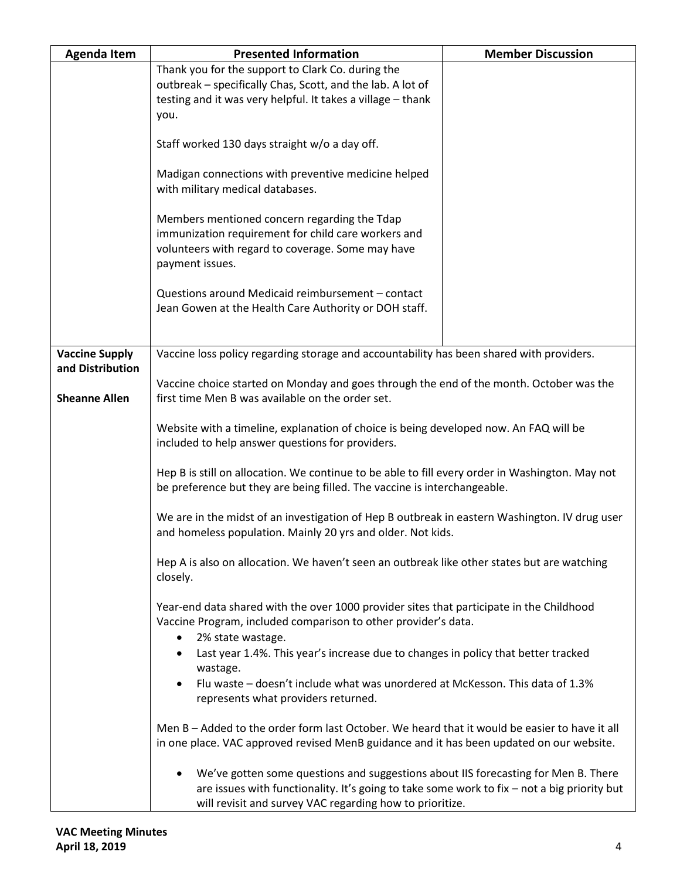| Agenda Item | Presented Information | Member Discussion |
|---|---|---|
| | Thank you for the support to Clark Co. during the outbreak – specifically Chas, Scott, and the lab. A lot of testing and it was very helpful. It takes a village – thank you.<br><br>Staff worked 130 days straight w/o a day off.<br><br>Madigan connections with preventive medicine helped with military medical databases.<br><br>Members mentioned concern regarding the Tdap immunization requirement for child care workers and volunteers with regard to coverage. Some may have payment issues.<br><br>Questions around Medicaid reimbursement – contact Jean Gowen at the Health Care Authority or DOH staff. | |
| **Vaccine Supply and Distribution**<br><br>**Sheanne Allen** | Vaccine loss policy regarding storage and accountability has been shared with providers.<br><br>Vaccine choice started on Monday and goes through the end of the month. October was the first time Men B was available on the order set.<br><br>Website with a timeline, explanation of choice is being developed now. An FAQ will be included to help answer questions for providers.<br><br>Hep B is still on allocation. We continue to be able to fill every order in Washington. May not be preference but they are being filled. The vaccine is interchangeable.<br><br>We are in the midst of an investigation of Hep B outbreak in eastern Washington. IV drug user and homeless population. Mainly 20 yrs and older. Not kids.<br><br>Hep A is also on allocation. We haven't seen an outbreak like other states but are watching closely.<br><br>Year-end data shared with the over 1000 provider sites that participate in the Childhood Vaccine Program, included comparison to other provider's data.<br>• 2% state wastage.<br>• Last year 1.4%. This year's increase due to changes in policy that better tracked wastage.<br>• Flu waste – doesn't include what was unordered at McKesson. This data of 1.3% represents what providers returned.<br><br>Men B – Added to the order form last October. We heard that it would be easier to have it all in one place. VAC approved revised MenB guidance and it has been updated on our website.<br><br>• We've gotten some questions and suggestions about IIS forecasting for Men B. There are issues with functionality. It's going to take some work to fix – not a big priority but will revisit and survey VAC regarding how to prioritize. | |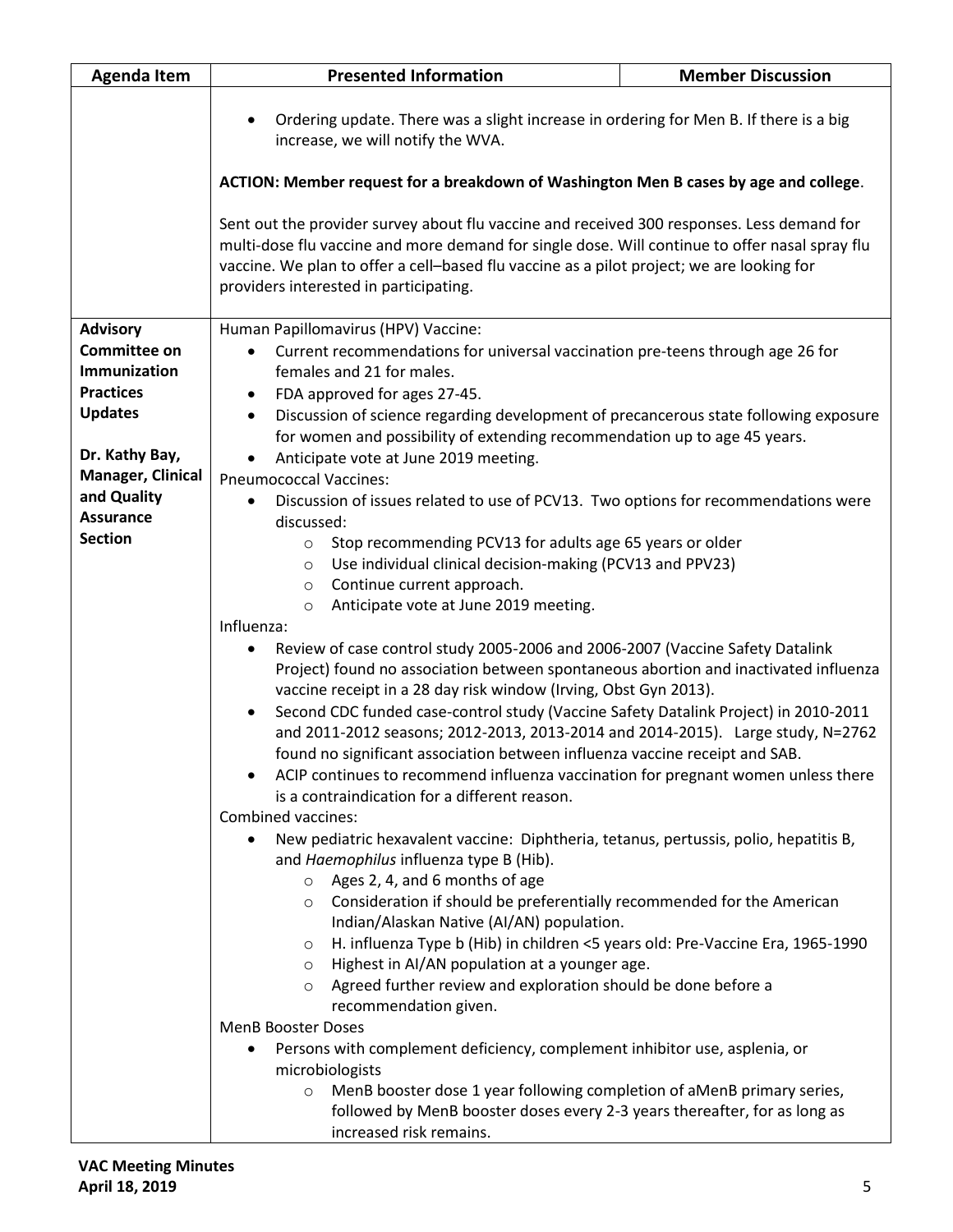| Agenda Item | Presented Information | Member Discussion |
|---|---|---|
| | • Ordering update. There was a slight increase in ordering for Men B. If there is a big increase, we will notify the WVA.<br><br>**ACTION: Member request for a breakdown of Washington Men B cases by age and college**.<br><br>Sent out the provider survey about flu vaccine and received 300 responses. Less demand for multi-dose flu vaccine and more demand for single dose. Will continue to offer nasal spray flu vaccine. We plan to offer a cell–based flu vaccine as a pilot project; we are looking for providers interested in participating. | |
| **Advisory Committee on Immunization Practices Updates**<br><br>**Dr. Kathy Bay, Manager, Clinical and Quality Assurance Section** | Human Papillomavirus (HPV) Vaccine:<br>• Current recommendations for universal vaccination pre-teens through age 26 for females and 21 for males.<br>• FDA approved for ages 27-45.<br>• Discussion of science regarding development of precancerous state following exposure for women and possibility of extending recommendation up to age 45 years.<br>• Anticipate vote at June 2019 meeting.<br>Pneumococcal Vaccines:<br>• Discussion of issues related to use of PCV13. Two options for recommendations were discussed:<br>&nbsp;&nbsp;&nbsp;&nbsp;○ Stop recommending PCV13 for adults age 65 years or older<br>&nbsp;&nbsp;&nbsp;&nbsp;○ Use individual clinical decision-making (PCV13 and PPV23)<br>&nbsp;&nbsp;&nbsp;&nbsp;○ Continue current approach.<br>&nbsp;&nbsp;&nbsp;&nbsp;○ Anticipate vote at June 2019 meeting.<br>Influenza:<br>• Review of case control study 2005-2006 and 2006-2007 (Vaccine Safety Datalink Project) found no association between spontaneous abortion and inactivated influenza vaccine receipt in a 28 day risk window (Irving, Obst Gyn 2013).<br>• Second CDC funded case-control study (Vaccine Safety Datalink Project) in 2010-2011 and 2011-2012 seasons; 2012-2013, 2013-2014 and 2014-2015). Large study, N=2762 found no significant association between influenza vaccine receipt and SAB.<br>• ACIP continues to recommend influenza vaccination for pregnant women unless there is a contraindication for a different reason.<br>Combined vaccines:<br>• New pediatric hexavalent vaccine: Diphtheria, tetanus, pertussis, polio, hepatitis B, and *Haemophilus* influenza type B (Hib).<br>&nbsp;&nbsp;&nbsp;&nbsp;○ Ages 2, 4, and 6 months of age<br>&nbsp;&nbsp;&nbsp;&nbsp;○ Consideration if should be preferentially recommended for the American Indian/Alaskan Native (AI/AN) population.<br>&nbsp;&nbsp;&nbsp;&nbsp;○ H. influenza Type b (Hib) in children <5 years old: Pre-Vaccine Era, 1965-1990<br>&nbsp;&nbsp;&nbsp;&nbsp;○ Highest in AI/AN population at a younger age.<br>&nbsp;&nbsp;&nbsp;&nbsp;○ Agreed further review and exploration should be done before a recommendation given.<br>MenB Booster Doses<br>• Persons with complement deficiency, complement inhibitor use, asplenia, or microbiologists<br>&nbsp;&nbsp;&nbsp;&nbsp;○ MenB booster dose 1 year following completion of aMenB primary series, followed by MenB booster doses every 2-3 years thereafter, for as long as increased risk remains. | |

**VAC Meeting Minutes**
**April 18, 2019**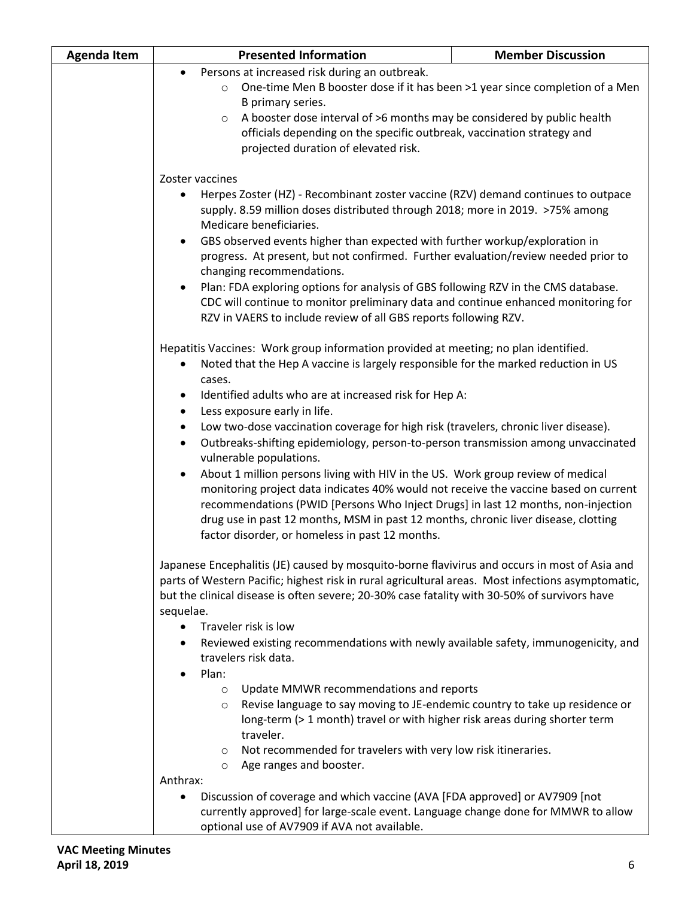| Agenda Item | Presented Information | Member Discussion |
|---|---|---|
| | • Persons at increased risk during an outbreak.<br>  ○ One-time Men B booster dose if it has been >1 year since completion of a Men B primary series.<br>  ○ A booster dose interval of >6 months may be considered by public health officials depending on the specific outbreak, vaccination strategy and projected duration of elevated risk.<br><br>Zoster vaccines<br>• Herpes Zoster (HZ) - Recombinant zoster vaccine (RZV) demand continues to outpace supply. 8.59 million doses distributed through 2018; more in 2019. >75% among Medicare beneficiaries.<br>• GBS observed events higher than expected with further workup/exploration in progress. At present, but not confirmed. Further evaluation/review needed prior to changing recommendations.<br>• Plan: FDA exploring options for analysis of GBS following RZV in the CMS database. CDC will continue to monitor preliminary data and continue enhanced monitoring for RZV in VAERS to include review of all GBS reports following RZV.<br><br>Hepatitis Vaccines: Work group information provided at meeting; no plan identified.<br>• Noted that the Hep A vaccine is largely responsible for the marked reduction in US cases.<br>• Identified adults who are at increased risk for Hep A:<br>• Less exposure early in life.<br>• Low two-dose vaccination coverage for high risk (travelers, chronic liver disease).<br>• Outbreaks-shifting epidemiology, person-to-person transmission among unvaccinated vulnerable populations.<br>• About 1 million persons living with HIV in the US. Work group review of medical monitoring project data indicates 40% would not receive the vaccine based on current recommendations (PWID [Persons Who Inject Drugs] in last 12 months, non-injection drug use in past 12 months, MSM in past 12 months, chronic liver disease, clotting factor disorder, or homeless in past 12 months.<br><br>Japanese Encephalitis (JE) caused by mosquito-borne flavivirus and occurs in most of Asia and parts of Western Pacific; highest risk in rural agricultural areas. Most infections asymptomatic, but the clinical disease is often severe; 20-30% case fatality with 30-50% of survivors have sequelae.<br>• Traveler risk is low<br>• Reviewed existing recommendations with newly available safety, immunogenicity, and travelers risk data.<br>• Plan:<br>  ○ Update MMWR recommendations and reports<br>  ○ Revise language to say moving to JE-endemic country to take up residence or long-term (> 1 month) travel or with higher risk areas during shorter term traveler.<br>  ○ Not recommended for travelers with very low risk itineraries.<br>  ○ Age ranges and booster.<br>Anthrax:<br>• Discussion of coverage and which vaccine (AVA [FDA approved] or AV7909 [not currently approved] for large-scale event. Language change done for MMWR to allow optional use of AV7909 if AVA not available. | |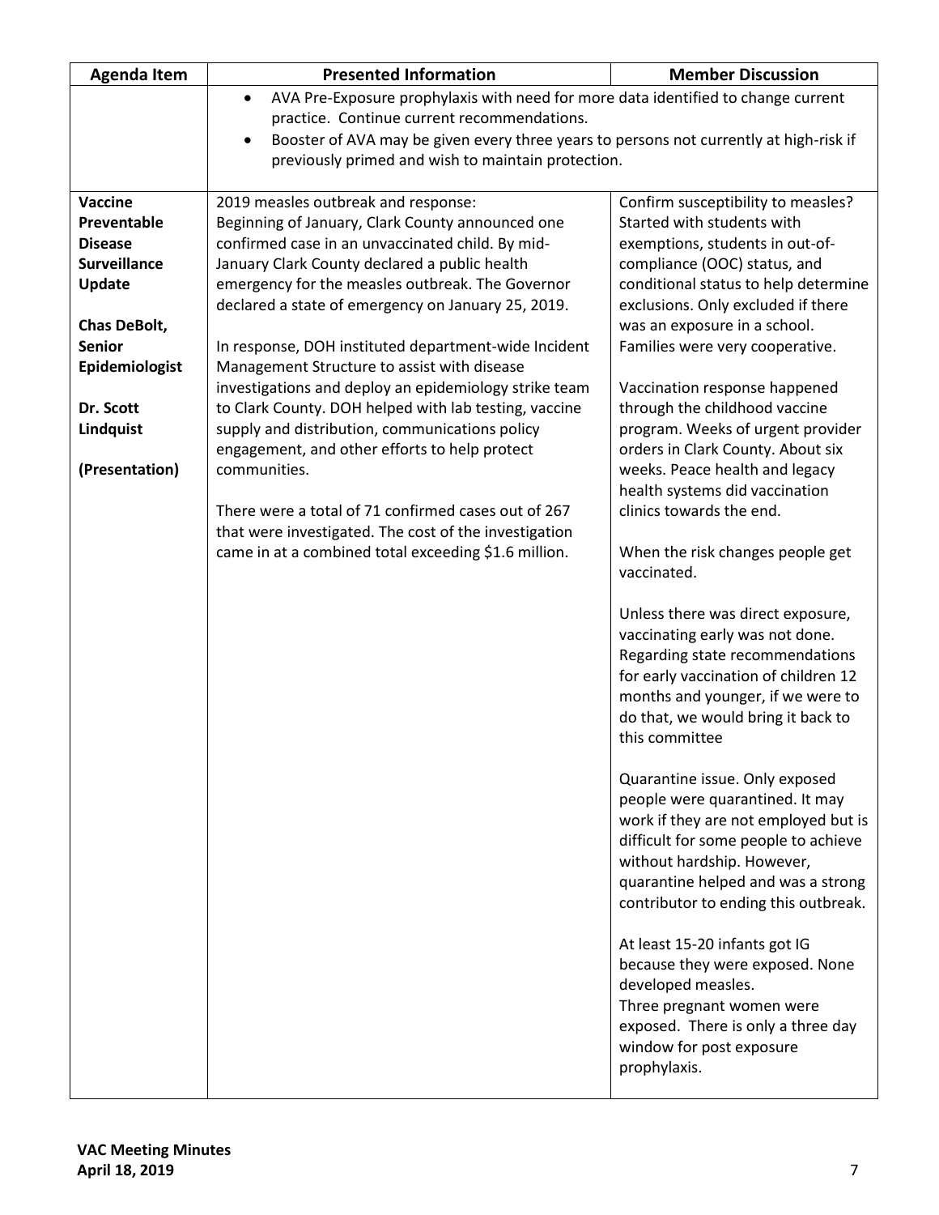| Agenda Item | Presented Information | Member Discussion |
|---|---|---|
| | • AVA Pre-Exposure prophylaxis with need for more data identified to change current practice. Continue current recommendations.<br>• Booster of AVA may be given every three years to persons not currently at high-risk if previously primed and wish to maintain protection. | |
| **Vaccine Preventable Disease Surveillance Update**<br><br>**Chas DeBolt, Senior Epidemiologist**<br><br>**Dr. Scott Lindquist**<br><br>**(Presentation)** | 2019 measles outbreak and response:<br>Beginning of January, Clark County announced one confirmed case in an unvaccinated child. By mid-January Clark County declared a public health emergency for the measles outbreak. The Governor declared a state of emergency on January 25, 2019.<br><br>In response, DOH instituted department-wide Incident Management Structure to assist with disease investigations and deploy an epidemiology strike team to Clark County. DOH helped with lab testing, vaccine supply and distribution, communications policy engagement, and other efforts to help protect communities.<br><br>There were a total of 71 confirmed cases out of 267 that were investigated. The cost of the investigation came in at a combined total exceeding $1.6 million. | Confirm susceptibility to measles? Started with students with exemptions, students in out-of-compliance (OOC) status, and conditional status to help determine exclusions. Only excluded if there was an exposure in a school. Families were very cooperative.<br><br>Vaccination response happened through the childhood vaccine program. Weeks of urgent provider orders in Clark County. About six weeks. Peace health and legacy health systems did vaccination clinics towards the end.<br><br>When the risk changes people get vaccinated.<br><br>Unless there was direct exposure, vaccinating early was not done. Regarding state recommendations for early vaccination of children 12 months and younger, if we were to do that, we would bring it back to this committee<br><br>Quarantine issue. Only exposed people were quarantined. It may work if they are not employed but is difficult for some people to achieve without hardship. However, quarantine helped and was a strong contributor to ending this outbreak.<br><br>At least 15-20 infants got IG because they were exposed. None developed measles.<br>Three pregnant women were exposed. There is only a three day window for post exposure prophylaxis. |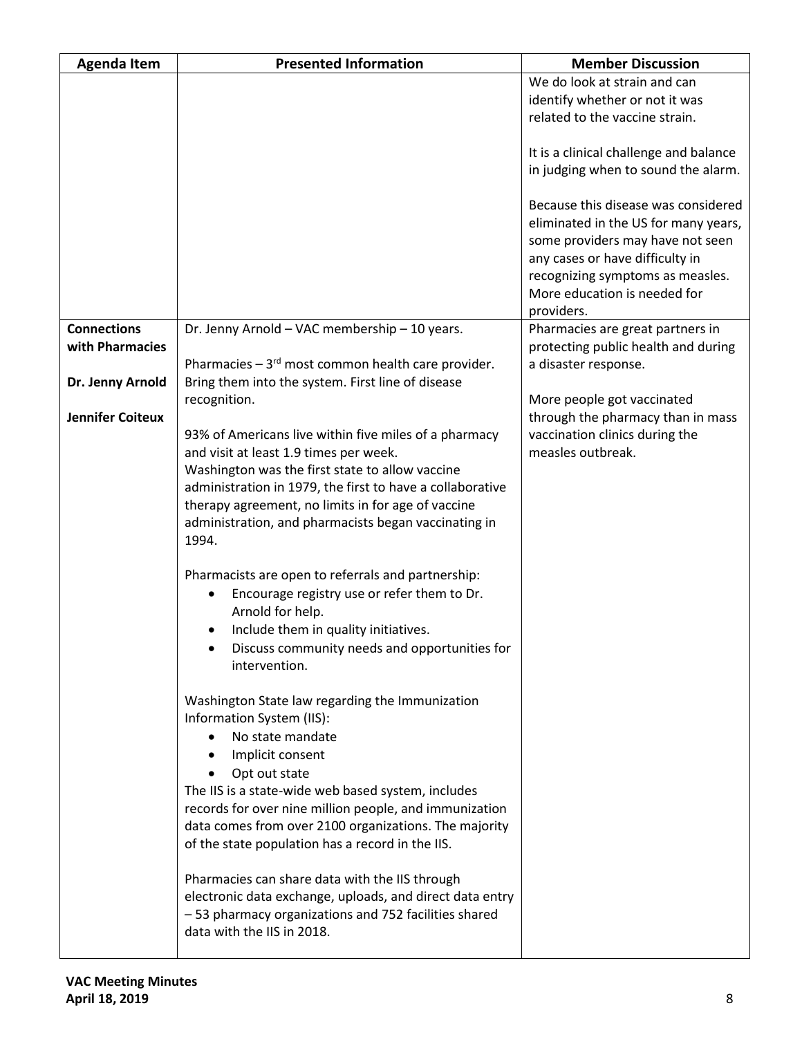| Agenda Item | Presented Information | Member Discussion |
|---|---|---|
| | | We do look at strain and can identify whether or not it was related to the vaccine strain.<br><br>It is a clinical challenge and balance in judging when to sound the alarm.<br><br>Because this disease was considered eliminated in the US for many years, some providers may have not seen any cases or have difficulty in recognizing symptoms as measles. More education is needed for providers. |
| **Connections with Pharmacies**<br><br>**Dr. Jenny Arnold**<br><br>**Jennifer Coiteux** | Dr. Jenny Arnold – VAC membership – 10 years.<br><br>Pharmacies – 3rd most common health care provider. Bring them into the system. First line of disease recognition.<br><br>93% of Americans live within five miles of a pharmacy and visit at least 1.9 times per week.<br>Washington was the first state to allow vaccine administration in 1979, the first to have a collaborative therapy agreement, no limits in for age of vaccine administration, and pharmacists began vaccinating in 1994.<br><br>Pharmacists are open to referrals and partnership:<br>• Encourage registry use or refer them to Dr. Arnold for help.<br>• Include them in quality initiatives.<br>• Discuss community needs and opportunities for intervention.<br><br>Washington State law regarding the Immunization Information System (IIS):<br>• No state mandate<br>• Implicit consent<br>• Opt out state<br>The IIS is a state-wide web based system, includes records for over nine million people, and immunization data comes from over 2100 organizations. The majority of the state population has a record in the IIS.<br><br>Pharmacies can share data with the IIS through electronic data exchange, uploads, and direct data entry – 53 pharmacy organizations and 752 facilities shared data with the IIS in 2018. | Pharmacies are great partners in protecting public health and during a disaster response.<br><br>More people got vaccinated through the pharmacy than in mass vaccination clinics during the measles outbreak. |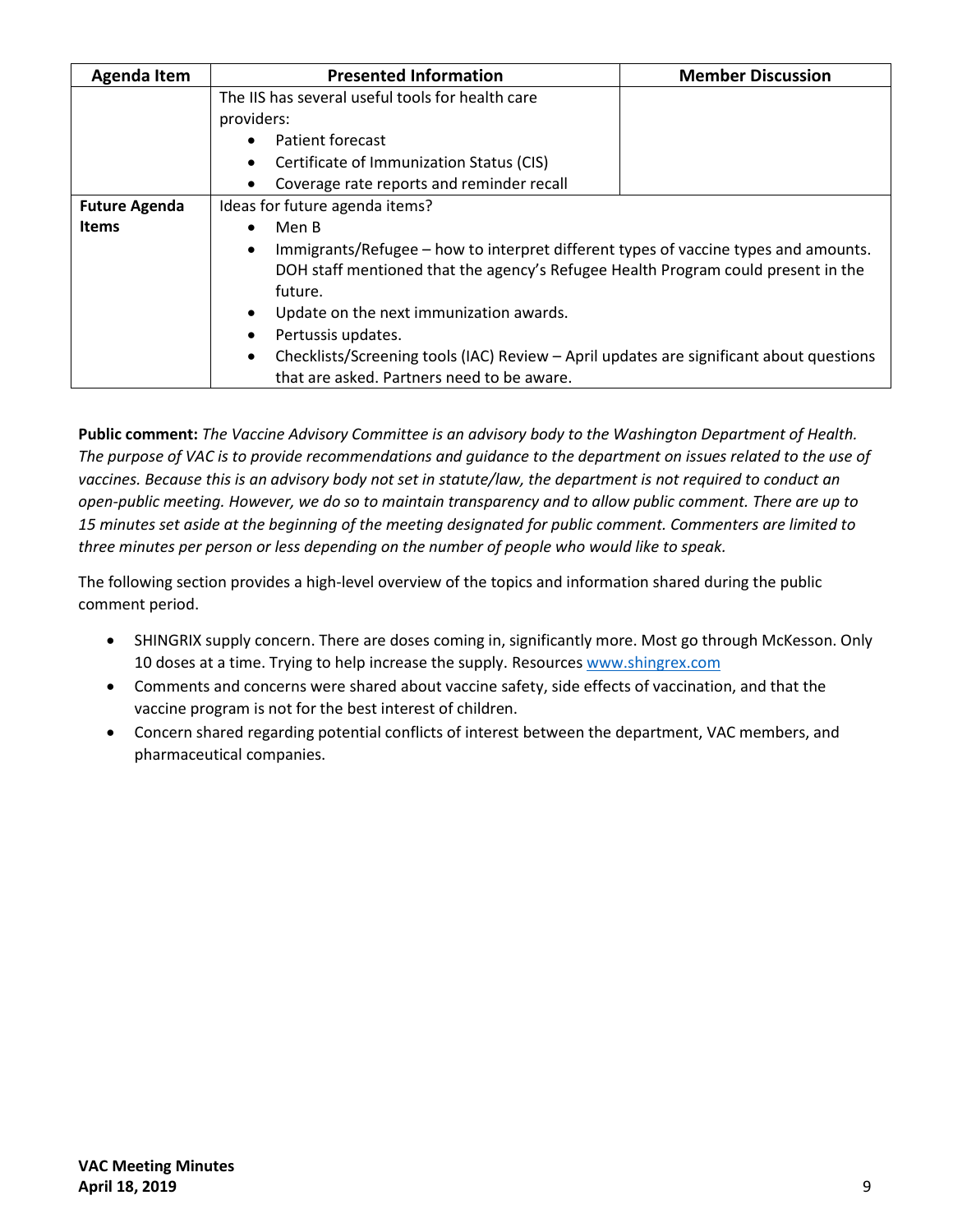| Agenda Item | Presented Information | Member Discussion |
|---|---|---|
| | The IIS has several useful tools for health care providers:<br>• Patient forecast<br>• Certificate of Immunization Status (CIS)<br>• Coverage rate reports and reminder recall | |
| **Future Agenda Items** | Ideas for future agenda items?<br>• Men B<br>• Immigrants/Refugee – how to interpret different types of vaccine types and amounts. DOH staff mentioned that the agency's Refugee Health Program could present in the future.<br>• Update on the next immunization awards.<br>• Pertussis updates.<br>• Checklists/Screening tools (IAC) Review – April updates are significant about questions that are asked. Partners need to be aware. | |

**Public comment:** *The Vaccine Advisory Committee is an advisory body to the Washington Department of Health. The purpose of VAC is to provide recommendations and guidance to the department on issues related to the use of vaccines. Because this is an advisory body not set in statute/law, the department is not required to conduct an open-public meeting. However, we do so to maintain transparency and to allow public comment. There are up to 15 minutes set aside at the beginning of the meeting designated for public comment. Commenters are limited to three minutes per person or less depending on the number of people who would like to speak.*

The following section provides a high-level overview of the topics and information shared during the public comment period.

- SHINGRIX supply concern. There are doses coming in, significantly more. Most go through McKesson. Only 10 doses at a time. Trying to help increase the supply. Resources www.shingrex.com
- Comments and concerns were shared about vaccine safety, side effects of vaccination, and that the vaccine program is not for the best interest of children.
- Concern shared regarding potential conflicts of interest between the department, VAC members, and pharmaceutical companies.